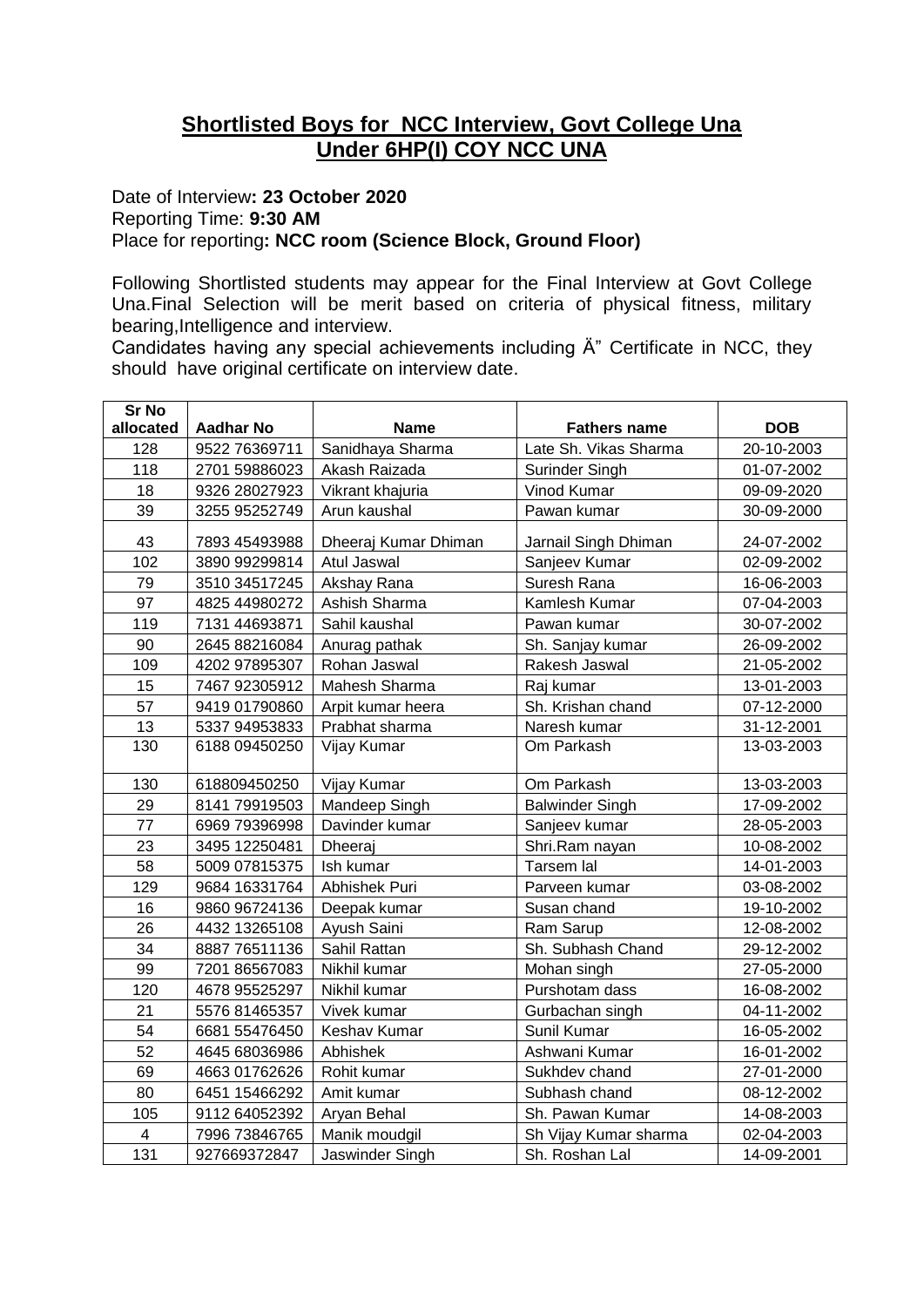# **Shortlisted Boys for NCC Interview, Govt College Una**
# **Under 6HP(I) COY NCC UNA**

Date of Interview**: 23 October 2020**
Reporting Time: **9:30 AM**
Place for reporting**: NCC room (Science Block, Ground Floor)**

Following Shortlisted students may appear for the Final Interview at Govt College Una.Final Selection will be merit based on criteria of physical fitness, military bearing,Intelligence and interview.
Candidates having any special achievements including Ä" Certificate in NCC, they should have original certificate on interview date.

| Sr No allocated | Aadhar No | Name | Fathers name | DOB |
|---|---|---|---|---|
| 128 | 9522 76369711 | Sanidhaya Sharma | Late Sh. Vikas Sharma | 20-10-2003 |
| 118 | 2701 59886023 | Akash Raizada | Surinder Singh | 01-07-2002 |
| 18 | 9326 28027923 | Vikrant khajuria | Vinod Kumar | 09-09-2020 |
| 39 | 3255 95252749 | Arun kaushal | Pawan kumar | 30-09-2000 |
| 43 | 7893 45493988 | Dheeraj Kumar Dhiman | Jarnail Singh Dhiman | 24-07-2002 |
| 102 | 3890 99299814 | Atul Jaswal | Sanjeev Kumar | 02-09-2002 |
| 79 | 3510 34517245 | Akshay Rana | Suresh Rana | 16-06-2003 |
| 97 | 4825 44980272 | Ashish Sharma | Kamlesh Kumar | 07-04-2003 |
| 119 | 7131 44693871 | Sahil kaushal | Pawan kumar | 30-07-2002 |
| 90 | 2645 88216084 | Anurag pathak | Sh. Sanjay kumar | 26-09-2002 |
| 109 | 4202 97895307 | Rohan Jaswal | Rakesh Jaswal | 21-05-2002 |
| 15 | 7467 92305912 | Mahesh Sharma | Raj kumar | 13-01-2003 |
| 57 | 9419 01790860 | Arpit kumar heera | Sh. Krishan chand | 07-12-2000 |
| 13 | 5337 94953833 | Prabhat sharma | Naresh kumar | 31-12-2001 |
| 130 | 6188 09450250 | Vijay Kumar | Om Parkash | 13-03-2003 |
| 130 | 618809450250 | Vijay Kumar | Om Parkash | 13-03-2003 |
| 29 | 8141 79919503 | Mandeep Singh | Balwinder Singh | 17-09-2002 |
| 77 | 6969 79396998 | Davinder kumar | Sanjeev kumar | 28-05-2003 |
| 23 | 3495 12250481 | Dheeraj | Shri.Ram nayan | 10-08-2002 |
| 58 | 5009 07815375 | Ish kumar | Tarsem lal | 14-01-2003 |
| 129 | 9684 16331764 | Abhishek Puri | Parveen kumar | 03-08-2002 |
| 16 | 9860 96724136 | Deepak kumar | Susan chand | 19-10-2002 |
| 26 | 4432 13265108 | Ayush Saini | Ram Sarup | 12-08-2002 |
| 34 | 8887 76511136 | Sahil Rattan | Sh. Subhash Chand | 29-12-2002 |
| 99 | 7201 86567083 | Nikhil kumar | Mohan singh | 27-05-2000 |
| 120 | 4678 95525297 | Nikhil kumar | Purshotam dass | 16-08-2002 |
| 21 | 5576 81465357 | Vivek kumar | Gurbachan singh | 04-11-2002 |
| 54 | 6681 55476450 | Keshav Kumar | Sunil Kumar | 16-05-2002 |
| 52 | 4645 68036986 | Abhishek | Ashwani Kumar | 16-01-2002 |
| 69 | 4663 01762626 | Rohit kumar | Sukhdev chand | 27-01-2000 |
| 80 | 6451 15466292 | Amit kumar | Subhash chand | 08-12-2002 |
| 105 | 9112 64052392 | Aryan Behal | Sh. Pawan Kumar | 14-08-2003 |
| 4 | 7996 73846765 | Manik moudgil | Sh Vijay Kumar sharma | 02-04-2003 |
| 131 | 927669372847 | Jaswinder Singh | Sh. Roshan Lal | 14-09-2001 |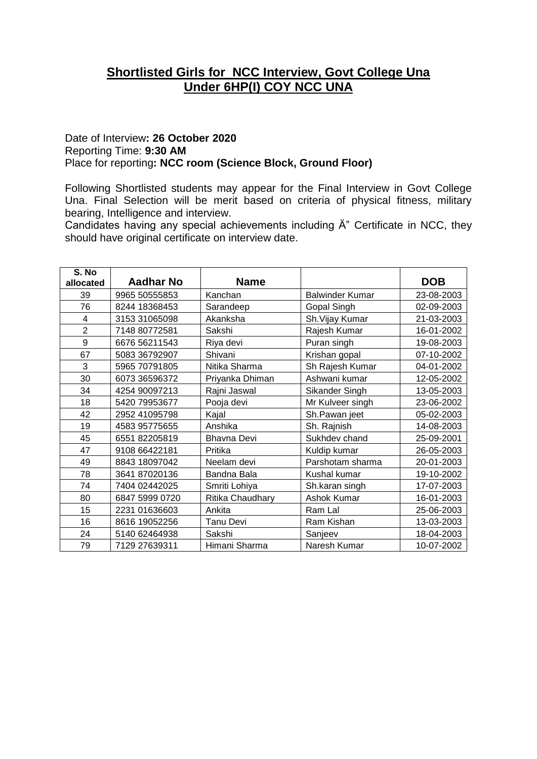## Shortlisted Girls for NCC Interview, Govt College Una
## Under 6HP(I) COY NCC UNA

Date of Interview**: 26 October 2020**
Reporting Time: **9:30 AM**
Place for reporting**: NCC room (Science Block, Ground Floor)**

Following Shortlisted students may appear for the Final Interview in Govt College Una. Final Selection will be merit based on criteria of physical fitness, military bearing, Intelligence and interview.
Candidates having any special achievements including Ä" Certificate in NCC, they should have original certificate on interview date.

| S. No allocated | Aadhar No | Name | | DOB |
|---|---|---|---|---|
| 39 | 9965 50555853 | Kanchan | Balwinder Kumar | 23-08-2003 |
| 76 | 8244 18368453 | Sarandeep | Gopal Singh | 02-09-2003 |
| 4 | 3153 31065098 | Akanksha | Sh.Vijay Kumar | 21-03-2003 |
| 2 | 7148 80772581 | Sakshi | Rajesh Kumar | 16-01-2002 |
| 9 | 6676 56211543 | Riya devi | Puran singh | 19-08-2003 |
| 67 | 5083 36792907 | Shivani | Krishan gopal | 07-10-2002 |
| 3 | 5965 70791805 | Nitika Sharma | Sh Rajesh Kumar | 04-01-2002 |
| 30 | 6073 36596372 | Priyanka Dhiman | Ashwani kumar | 12-05-2002 |
| 34 | 4254 90097213 | Rajni Jaswal | Sikander Singh | 13-05-2003 |
| 18 | 5420 79953677 | Pooja devi | Mr Kulveer singh | 23-06-2002 |
| 42 | 2952 41095798 | Kajal | Sh.Pawan jeet | 05-02-2003 |
| 19 | 4583 95775655 | Anshika | Sh. Rajnish | 14-08-2003 |
| 45 | 6551 82205819 | Bhavna Devi | Sukhdev chand | 25-09-2001 |
| 47 | 9108 66422181 | Pritika | Kuldip kumar | 26-05-2003 |
| 49 | 8843 18097042 | Neelam devi | Parshotam sharma | 20-01-2003 |
| 78 | 3641 87020136 | Bandna Bala | Kushal kumar | 19-10-2002 |
| 74 | 7404 02442025 | Smriti Lohiya | Sh.karan singh | 17-07-2003 |
| 80 | 6847 5999 0720 | Ritika Chaudhary | Ashok Kumar | 16-01-2003 |
| 15 | 2231 01636603 | Ankita | Ram Lal | 25-06-2003 |
| 16 | 8616 19052256 | Tanu Devi | Ram Kishan | 13-03-2003 |
| 24 | 5140 62464938 | Sakshi | Sanjeev | 18-04-2003 |
| 79 | 7129 27639311 | Himani Sharma | Naresh Kumar | 10-07-2002 |